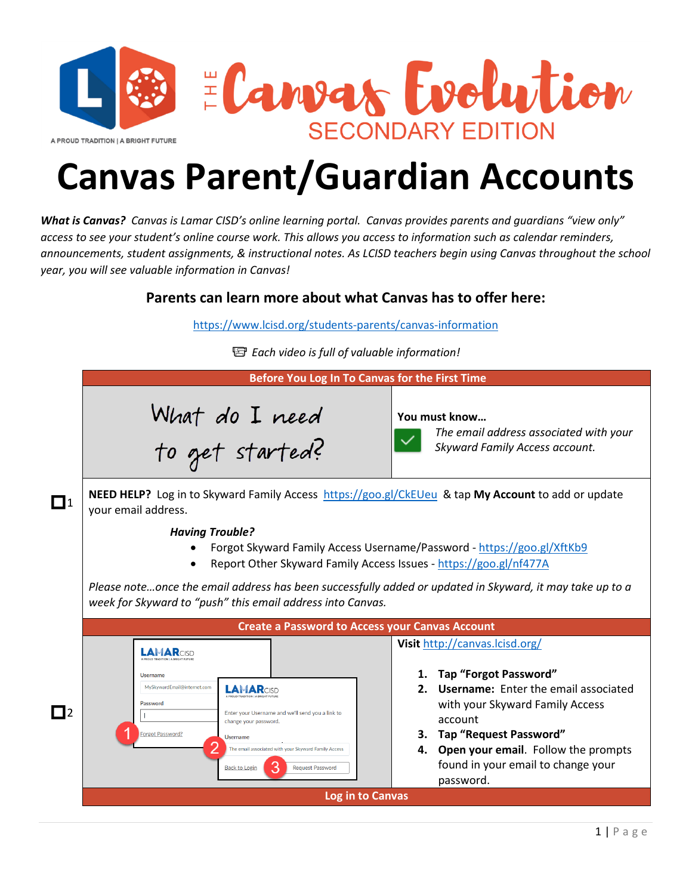# Canvas Parent/Guardian Accounts

***What is Canvas?*** *Canvas is Lamar CISD's online learning portal. Canvas provides parents and guardians "view only" access to see your student's online course work. This allows you access to information such as calendar reminders, announcements, student assignments, & instructional notes. As LCISD teachers begin using Canvas throughout the school year, you will see valuable information in Canvas!*

### Parents can learn more about what Canvas has to offer here:

https://www.lcisd.org/students-parents/canvas-information

*Each video is full of valuable information!*

## Before You Log In To Canvas for the First Time

What do I need to get started?

**You must know…**

*The email address associated with your Skyward Family Access account.*

☐1

**NEED HELP?** Log in to Skyward Family Access https://goo.gl/CkEUeu & tap **My Account** to add or update your email address.

***Having Trouble?***

- Forgot Skyward Family Access Username/Password - https://goo.gl/XftKb9
- Report Other Skyward Family Access Issues - https://goo.gl/nf477A

*Please note…once the email address has been successfully added or updated in Skyward, it may take up to a week for Skyward to "push" this email address into Canvas.*

## Create a Password to Access your Canvas Account

☐2

**Visit** http://canvas.lcisd.org/

1. **Tap "Forgot Password"**
2. **Username:** Enter the email associated with your Skyward Family Access account
3. **Tap "Request Password"**
4. **Open your email**. Follow the prompts found in your email to change your password.

## Log in to Canvas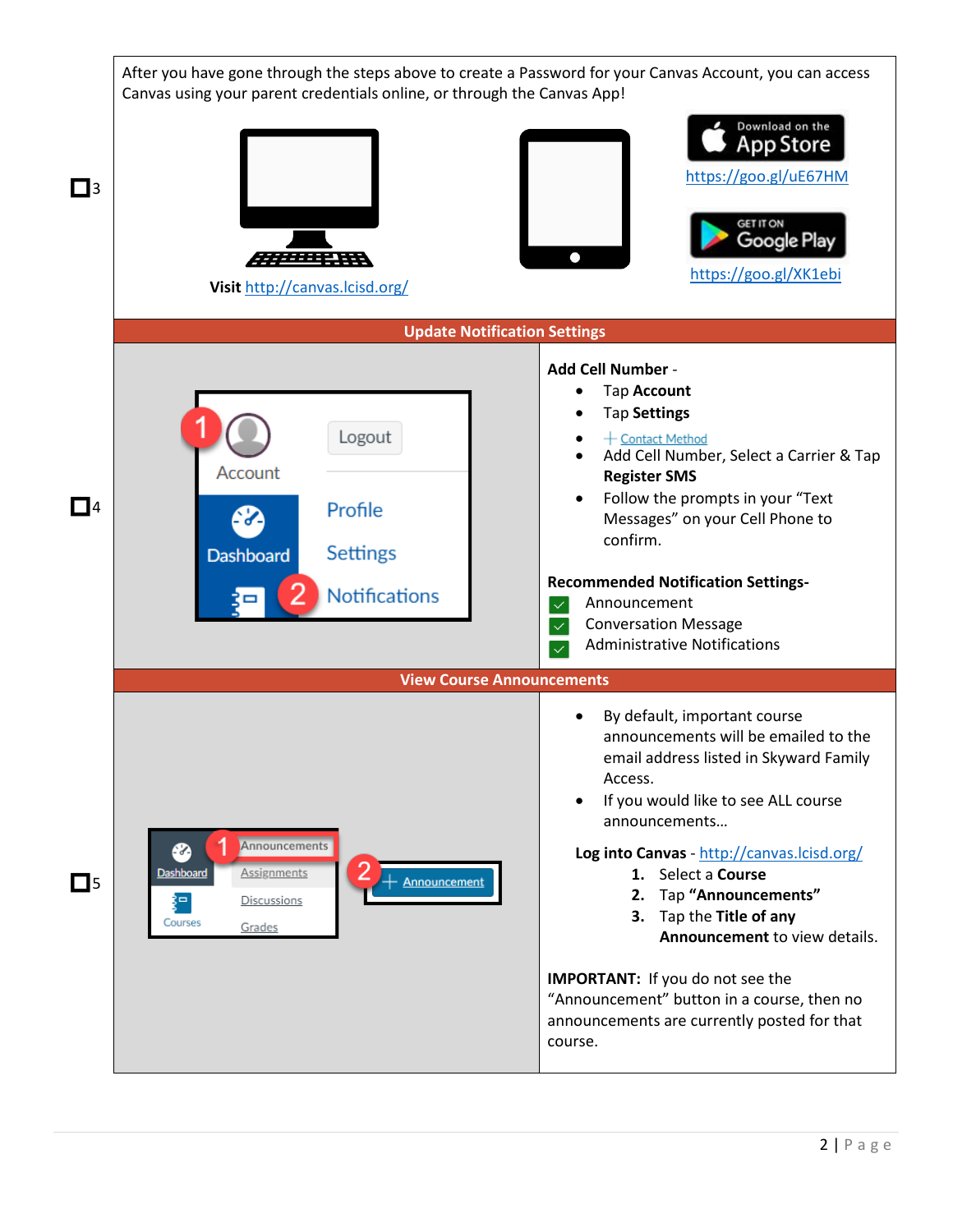☐3

After you have gone through the steps above to create a Password for your Canvas Account, you can access Canvas using your parent credentials online, or through the Canvas App!

Visit http://canvas.lcisd.org/

Download on the App Store
https://goo.gl/uE67HM

GET IT ON Google Play
https://goo.gl/XK1ebi

## Update Notification Settings

☐4

Account
Logout
Dashboard
Profile
Settings
Notifications

**Add Cell Number** -

- Tap **Account**
- Tap **Settings**
- + Contact Method
- Add Cell Number, Select a Carrier & Tap **Register SMS**
- Follow the prompts in your "Text Messages" on your Cell Phone to confirm.

**Recommended Notification Settings-**

- ☑ Announcement
- ☑ Conversation Message
- ☑ Administrative Notifications

## View Course Announcements

☐5

Dashboard
Courses
Announcements
Assignments
Discussions
Grades
+ Announcement

- By default, important course announcements will be emailed to the email address listed in Skyward Family Access.
- If you would like to see ALL course announcements…

**Log into Canvas** - http://canvas.lcisd.org/

1. Select a **Course**
2. Tap **"Announcements"**
3. Tap the **Title of any Announcement** to view details.

**IMPORTANT:** If you do not see the "Announcement" button in a course, then no announcements are currently posted for that course.